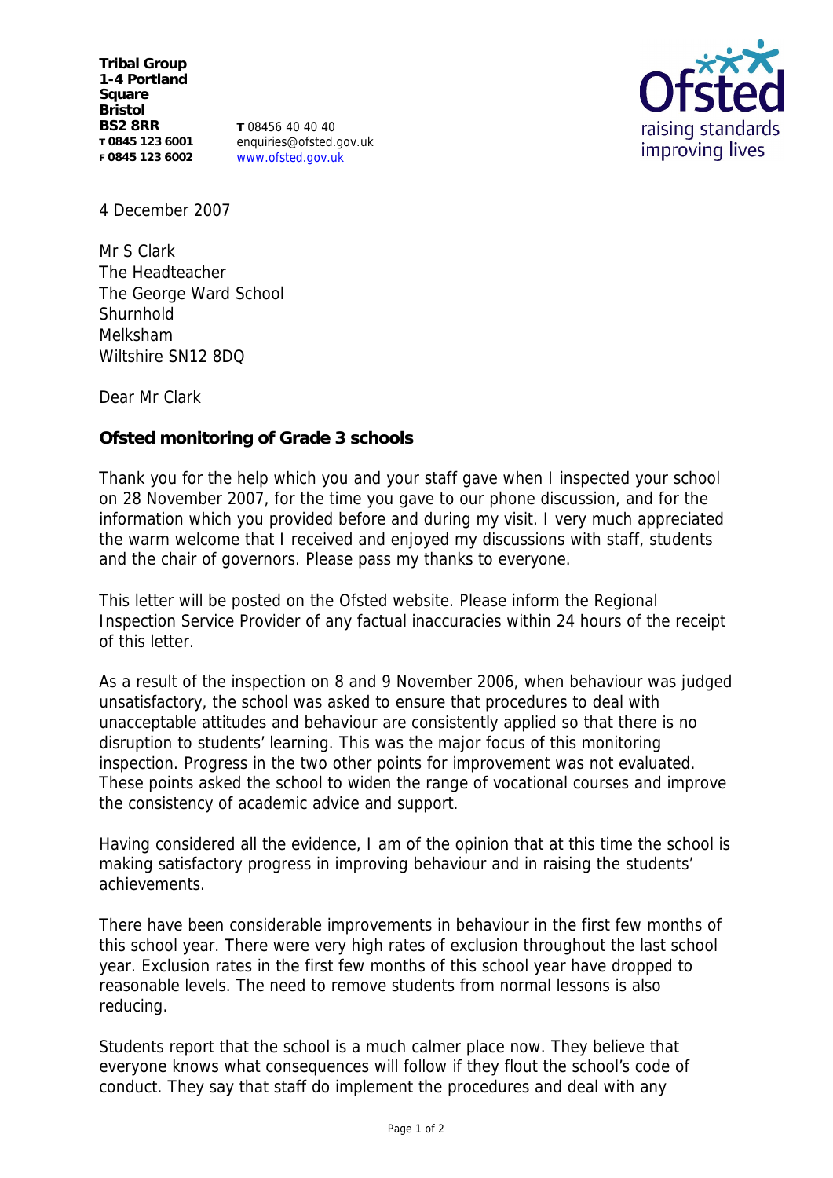**Tribal Group**
**1-4 Portland Square**
**Bristol**
**BS2 8RR**
**T 0845 123 6001**
**F 0845 123 6002**

**T** 08456 40 40 40
enquiries@ofsted.gov.uk
www.ofsted.gov.uk

4 December 2007

Mr S Clark
The Headteacher
The George Ward School
Shurnhold
Melksham
Wiltshire SN12 8DQ

Dear Mr Clark

**Ofsted monitoring of Grade 3 schools**

Thank you for the help which you and your staff gave when I inspected your school on 28 November 2007, for the time you gave to our phone discussion, and for the information which you provided before and during my visit. I very much appreciated the warm welcome that I received and enjoyed my discussions with staff, students and the chair of governors. Please pass my thanks to everyone.

This letter will be posted on the Ofsted website. Please inform the Regional Inspection Service Provider of any factual inaccuracies within 24 hours of the receipt of this letter.

As a result of the inspection on 8 and 9 November 2006, when behaviour was judged unsatisfactory, the school was asked to ensure that procedures to deal with unacceptable attitudes and behaviour are consistently applied so that there is no disruption to students' learning. This was the major focus of this monitoring inspection. Progress in the two other points for improvement was not evaluated. These points asked the school to widen the range of vocational courses and improve the consistency of academic advice and support.

Having considered all the evidence, I am of the opinion that at this time the school is making satisfactory progress in improving behaviour and in raising the students' achievements.

There have been considerable improvements in behaviour in the first few months of this school year. There were very high rates of exclusion throughout the last school year. Exclusion rates in the first few months of this school year have dropped to reasonable levels. The need to remove students from normal lessons is also reducing.

Students report that the school is a much calmer place now. They believe that everyone knows what consequences will follow if they flout the school's code of conduct. They say that staff do implement the procedures and deal with any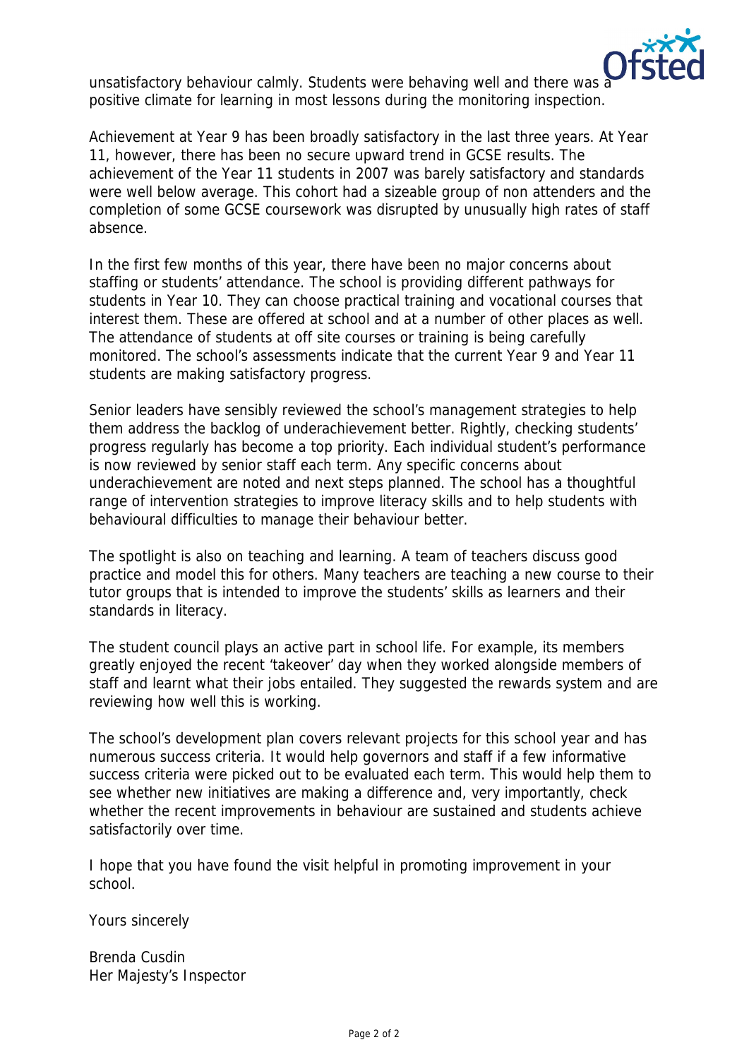unsatisfactory behaviour calmly. Students were behaving well and there was a positive climate for learning in most lessons during the monitoring inspection.

Achievement at Year 9 has been broadly satisfactory in the last three years. At Year 11, however, there has been no secure upward trend in GCSE results. The achievement of the Year 11 students in 2007 was barely satisfactory and standards were well below average. This cohort had a sizeable group of non attenders and the completion of some GCSE coursework was disrupted by unusually high rates of staff absence.

In the first few months of this year, there have been no major concerns about staffing or students' attendance. The school is providing different pathways for students in Year 10. They can choose practical training and vocational courses that interest them. These are offered at school and at a number of other places as well. The attendance of students at off site courses or training is being carefully monitored. The school's assessments indicate that the current Year 9 and Year 11 students are making satisfactory progress.

Senior leaders have sensibly reviewed the school's management strategies to help them address the backlog of underachievement better. Rightly, checking students' progress regularly has become a top priority. Each individual student's performance is now reviewed by senior staff each term. Any specific concerns about underachievement are noted and next steps planned. The school has a thoughtful range of intervention strategies to improve literacy skills and to help students with behavioural difficulties to manage their behaviour better.

The spotlight is also on teaching and learning. A team of teachers discuss good practice and model this for others. Many teachers are teaching a new course to their tutor groups that is intended to improve the students' skills as learners and their standards in literacy.

The student council plays an active part in school life. For example, its members greatly enjoyed the recent 'takeover' day when they worked alongside members of staff and learnt what their jobs entailed. They suggested the rewards system and are reviewing how well this is working.

The school's development plan covers relevant projects for this school year and has numerous success criteria. It would help governors and staff if a few informative success criteria were picked out to be evaluated each term. This would help them to see whether new initiatives are making a difference and, very importantly, check whether the recent improvements in behaviour are sustained and students achieve satisfactorily over time.

I hope that you have found the visit helpful in promoting improvement in your school.

Yours sincerely

Brenda Cusdin
Her Majesty's Inspector